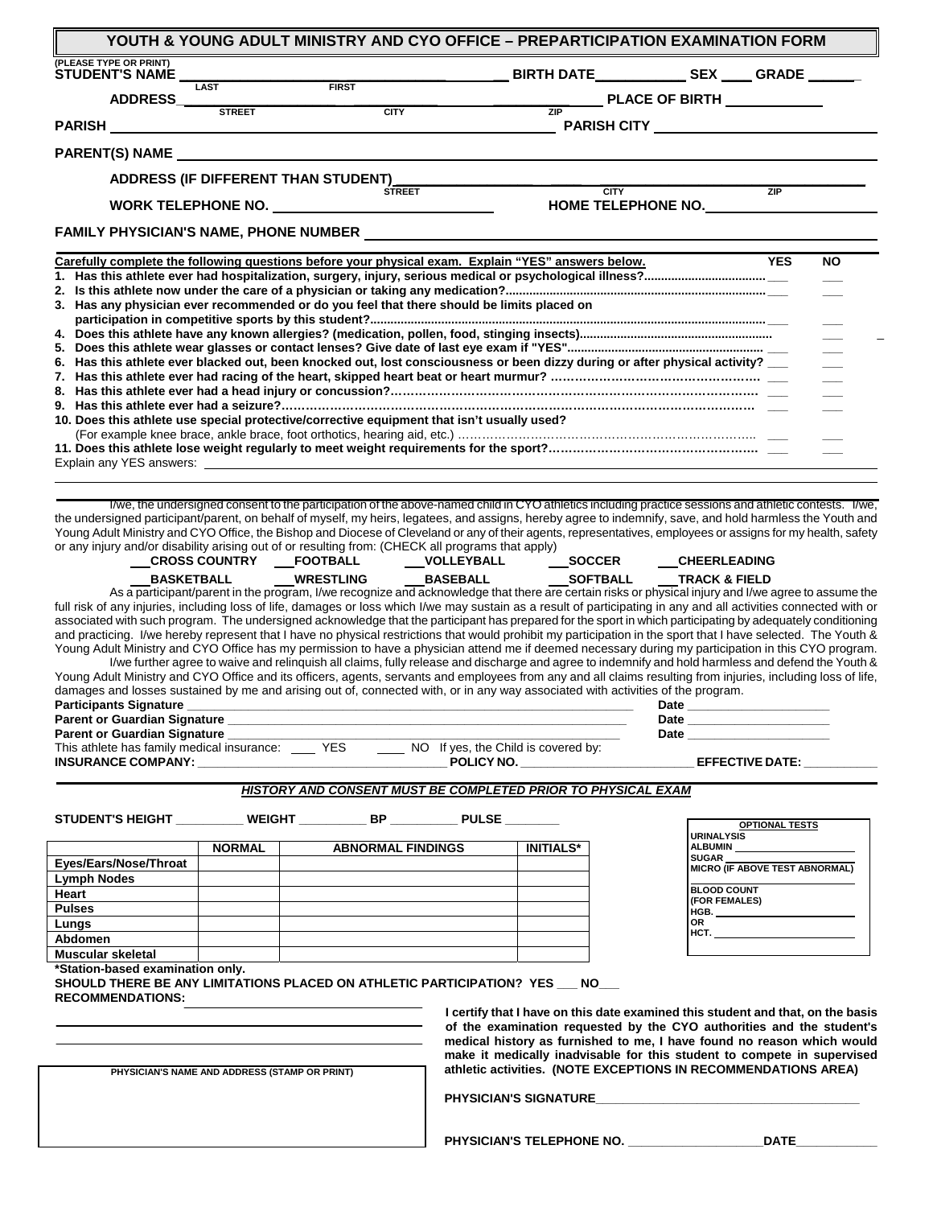# YOUTH & YOUNG ADULT MINISTRY AND CYO OFFICE – PREPARTICIPATION EXAMINATION FORM

(PLEASE TYPE OR PRINT)

**STUDENT'S NAME** ______________________ (LAST) (FIRST) **BIRTH DATE** __________ **SEX** ____ **GRADE** ______

**ADDRESS** ______________________ (STREET) (CITY) (ZIP) **PLACE OF BIRTH** ____________

**PARISH** ______________________ **PARISH CITY** ______________________

**PARENT(S) NAME** ______________________

**ADDRESS (IF DIFFERENT THAN STUDENT)** ______________________ (STREET) (CITY) (ZIP)

**WORK TELEPHONE NO.** ______________________ **HOME TELEPHONE NO.** ______________________

**FAMILY PHYSICIAN'S NAME, PHONE NUMBER** ______________________

**Carefully complete the following questions before your physical exam. Explain "YES" answers below.**

| Question | YES | NO |
|---|---|---|
| 1. Has this athlete ever had hospitalization, surgery, injury, serious medical or psychological illness? | ___ | ___ |
| 2. Is this athlete now under the care of a physician or taking any medication? | ___ | ___ |
| 3. Has any physician ever recommended or do you feel that there should be limits placed on participation in competitive sports by this student? | ___ | ___ |
| 4. Does this athlete have any known allergies? (medication, pollen, food, stinging insects) | ___ | ___ |
| 5. Does this athlete wear glasses or contact lenses? Give date of last eye exam if "YES" | ___ | ___ |
| 6. Has this athlete ever blacked out, been knocked out, lost consciousness or been dizzy during or after physical activity? | ___ | ___ |
| 7. Has this athlete ever had racing of the heart, skipped heart beat or heart murmur? | ___ | ___ |
| 8. Has this athlete ever had a head injury or concussion? | ___ | ___ |
| 9. Has this athlete ever had a seizure? | ___ | ___ |
| 10. Does this athlete use special protective/corrective equipment that isn't usually used? (For example knee brace, ankle brace, foot orthotics, hearing aid, etc.) | ___ | ___ |
| 11. Does this athlete lose weight regularly to meet weight requirements for the sport? | ___ | ___ |

Explain any YES answers: ______________________

I/we, the undersigned consent to the participation of the above-named child in CYO athletics including practice sessions and athletic contests. I/we, the undersigned participant/parent, on behalf of myself, my heirs, legatees, and assigns, hereby agree to indemnify, save, and hold harmless the Youth and Young Adult Ministry and CYO Office, the Bishop and Diocese of Cleveland or any of their agents, representatives, employees or assigns for my health, safety or any injury and/or disability arising out of or resulting from: (CHECK all programs that apply)

___ **CROSS COUNTRY** ___ **FOOTBALL** ___ **VOLLEYBALL** ___ **SOCCER** ___ **CHEERLEADING**

___ **BASKETBALL** ___ **WRESTLING** ___ **BASEBALL** ___ **SOFTBALL** ___ **TRACK & FIELD**

As a participant/parent in the program, I/we recognize and acknowledge that there are certain risks or physical injury and I/we agree to assume the full risk of any injuries, including loss of life, damages or loss which I/we may sustain as a result of participating in any and all activities connected with or associated with such program. The undersigned acknowledge that the participant has prepared for the sport in which participating by adequately conditioning and practicing. I/we hereby represent that I have no physical restrictions that would prohibit my participation in the sport that I have selected. The Youth & Young Adult Ministry and CYO Office has my permission to have a physician attend me if deemed necessary during my participation in this CYO program.

I/we further agree to waive and relinquish all claims, fully release and discharge and agree to indemnify and hold harmless and defend the Youth & Young Adult Ministry and CYO Office and its officers, agents, servants and employees from any and all claims resulting from injuries, including loss of life, damages and losses sustained by me and arising out of, connected with, or in any way associated with activities of the program.

**Participants Signature** ______________________ **Date** ____________

**Parent or Guardian Signature** ______________________ **Date** ____________

**Parent or Guardian Signature** ______________________ **Date** ____________

This athlete has family medical insurance: ____ YES ____ NO If yes, the Child is covered by:

**INSURANCE COMPANY:** ______________ **POLICY NO.** ______________ **EFFECTIVE DATE:** ______________

***HISTORY AND CONSENT MUST BE COMPLETED PRIOR TO PHYSICAL EXAM***

**STUDENT'S HEIGHT** ________ **WEIGHT** ________ **BP** ________ **PULSE** ________

| | NORMAL | ABNORMAL FINDINGS | INITIALS* |
|---|---|---|---|
| Eyes/Ears/Nose/Throat | | | |
| Lymph Nodes | | | |
| Heart | | | |
| Pulses | | | |
| Lungs | | | |
| Abdomen | | | |
| Muscular skeletal | | | |

**\*Station-based examination only.**

**OPTIONAL TESTS**

URINALYSIS
ALBUMIN ____________
SUGAR ____________
MICRO (IF ABOVE TEST ABNORMAL) ____________

BLOOD COUNT (FOR FEMALES)
HGB. ____________
OR
HCT. ____________

**SHOULD THERE BE ANY LIMITATIONS PLACED ON ATHLETIC PARTICIPATION? YES ___ NO___**

**RECOMMENDATIONS:** ______________________

**I certify that I have on this date examined this student and that, on the basis of the examination requested by the CYO authorities and the student's medical history as furnished to me, I have found no reason which would make it medically inadvisable for this student to compete in supervised athletic activities. (NOTE EXCEPTIONS IN RECOMMENDATIONS AREA)**

**PHYSICIAN'S NAME AND ADDRESS (STAMP OR PRINT)**

**PHYSICIAN'S SIGNATURE** ______________________

**PHYSICIAN'S TELEPHONE NO.** ______________ **DATE** ____________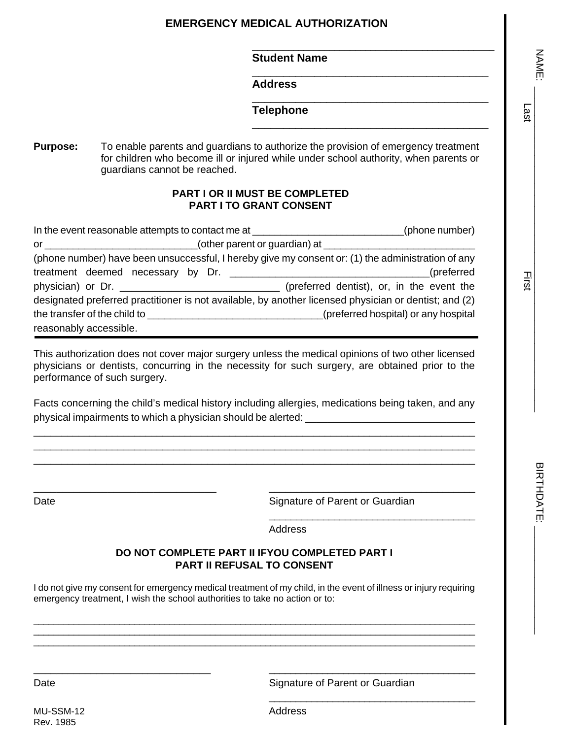# EMERGENCY MEDICAL AUTHORIZATION

______________________________________
**Student Name**
______________________________________
**Address**
______________________________________
**Telephone**
______________________________________

**Purpose:** To enable parents and guardians to authorize the provision of emergency treatment for children who become ill or injured while under school authority, when parents or guardians cannot be reached.

### PART I OR II MUST BE COMPLETED
### PART I TO GRANT CONSENT

In the event reasonable attempts to contact me at __________________________(phone number) or __________________________(other parent or guardian) at __________________________ (phone number) have been unsuccessful, I hereby give my consent or: (1) the administration of any treatment deemed necessary by Dr. __________________________________(preferred physician) or Dr. ____________________________ (preferred dentist), or, in the event the designated preferred practitioner is not available, by another licensed physician or dentist; and (2) the transfer of the child to _______________________________(preferred hospital) or any hospital reasonably accessible.

---

This authorization does not cover major surgery unless the medical opinions of two other licensed physicians or dentists, concurring in the necessity for such surgery, are obtained prior to the performance of such surgery.

Facts concerning the child's medical history including allergies, medications being taken, and any physical impairments to which a physician should be alerted: ______________________________
__________________________________________________________________________________
__________________________________________________________________________________
__________________________________________________________________________________

________________________________ ____________________________________
Date Signature of Parent or Guardian

____________________________________
Address

### DO NOT COMPLETE PART II IFYOU COMPLETED PART I
### PART II REFUSAL TO CONSENT

I do not give my consent for emergency medical treatment of my child, in the event of illness or injury requiring emergency treatment, I wish the school authorities to take no action or to:

__________________________________________________________________________________
__________________________________________________________________________________
__________________________________________________________________________________

________________________________ ____________________________________
Date Signature of Parent or Guardian

____________________________________
Address

MU-SSM-12
Rev. 1985

NAME: ______________________________
Last First

BIRTHDATE: ______________________